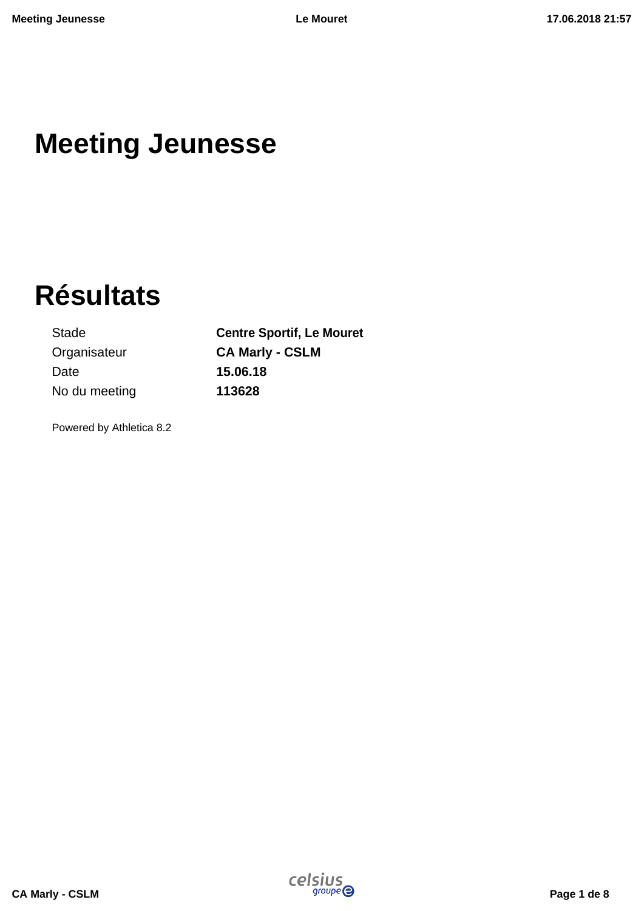# Meeting Jeunesse

# Résultats

| | |
|---|---|
| Stade | **Centre Sportif, Le Mouret** |
| Organisateur | **CA Marly - CSLM** |
| Date | **15.06.18** |
| No du meeting | **113628** |

Powered by Athletica 8.2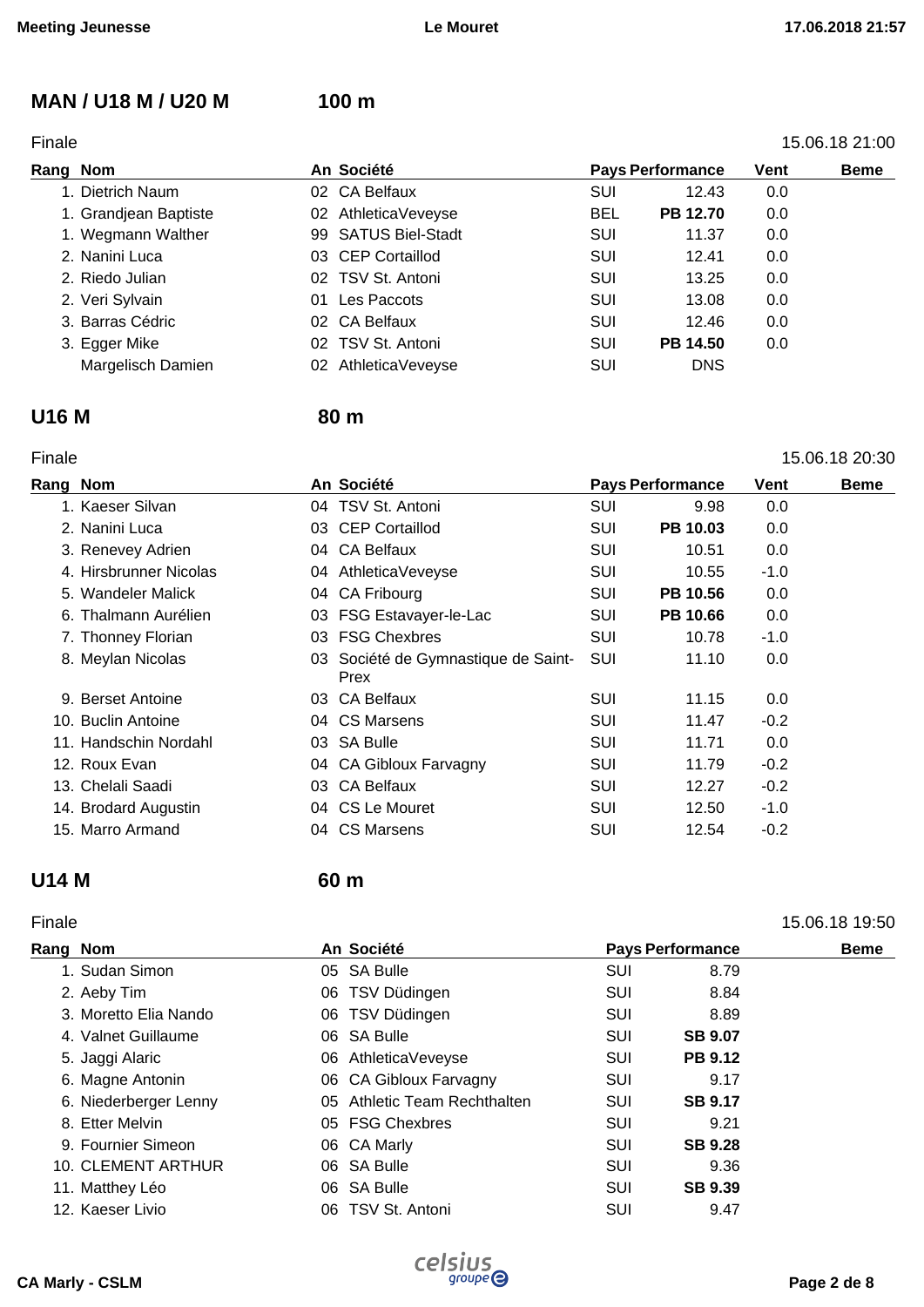## MAN / U18 M / U20 M — 100 m

Finale — 15.06.18 21:00

| Rang | Nom | An | Société | Pays | Performance | Vent | Beme |
|---|---|---|---|---|---|---|---|
| 1. | Dietrich Naum | 02 | CA Belfaux | SUI | 12.43 | 0.0 | |
| 1. | Grandjean Baptiste | 02 | AthleticaVeveyse | BEL | **PB 12.70** | 0.0 | |
| 1. | Wegmann Walther | 99 | SATUS Biel-Stadt | SUI | 11.37 | 0.0 | |
| 2. | Nanini Luca | 03 | CEP Cortaillod | SUI | 12.41 | 0.0 | |
| 2. | Riedo Julian | 02 | TSV St. Antoni | SUI | 13.25 | 0.0 | |
| 2. | Veri Sylvain | 01 | Les Paccots | SUI | 13.08 | 0.0 | |
| 3. | Barras Cédric | 02 | CA Belfaux | SUI | 12.46 | 0.0 | |
| 3. | Egger Mike | 02 | TSV St. Antoni | SUI | **PB 14.50** | 0.0 | |
| | Margelisch Damien | 02 | AthleticaVeveyse | SUI | DNS | | |

## U16 M — 80 m

Finale — 15.06.18 20:30

| Rang | Nom | An | Société | Pays | Performance | Vent | Beme |
|---|---|---|---|---|---|---|---|
| 1. | Kaeser Silvan | 04 | TSV St. Antoni | SUI | 9.98 | 0.0 | |
| 2. | Nanini Luca | 03 | CEP Cortaillod | SUI | **PB 10.03** | 0.0 | |
| 3. | Renevey Adrien | 04 | CA Belfaux | SUI | 10.51 | 0.0 | |
| 4. | Hirsbrunner Nicolas | 04 | AthleticaVeveyse | SUI | 10.55 | -1.0 | |
| 5. | Wandeler Malick | 04 | CA Fribourg | SUI | **PB 10.56** | 0.0 | |
| 6. | Thalmann Aurélien | 03 | FSG Estavayer-le-Lac | SUI | **PB 10.66** | 0.0 | |
| 7. | Thonney Florian | 03 | FSG Chexbres | SUI | 10.78 | -1.0 | |
| 8. | Meylan Nicolas | 03 | Société de Gymnastique de Saint-Prex | SUI | 11.10 | 0.0 | |
| 9. | Berset Antoine | 03 | CA Belfaux | SUI | 11.15 | 0.0 | |
| 10. | Buclin Antoine | 04 | CS Marsens | SUI | 11.47 | -0.2 | |
| 11. | Handschin Nordahl | 03 | SA Bulle | SUI | 11.71 | 0.0 | |
| 12. | Roux Evan | 04 | CA Gibloux Farvagny | SUI | 11.79 | -0.2 | |
| 13. | Chelali Saadi | 03 | CA Belfaux | SUI | 12.27 | -0.2 | |
| 14. | Brodard Augustin | 04 | CS Le Mouret | SUI | 12.50 | -1.0 | |
| 15. | Marro Armand | 04 | CS Marsens | SUI | 12.54 | -0.2 | |

## U14 M — 60 m

Finale — 15.06.18 19:50

| Rang | Nom | An | Société | Pays | Performance | Beme |
|---|---|---|---|---|---|---|
| 1. | Sudan Simon | 05 | SA Bulle | SUI | 8.79 | |
| 2. | Aeby Tim | 06 | TSV Düdingen | SUI | 8.84 | |
| 3. | Moretto Elia Nando | 06 | TSV Düdingen | SUI | 8.89 | |
| 4. | Valnet Guillaume | 06 | SA Bulle | SUI | **SB 9.07** | |
| 5. | Jaggi Alaric | 06 | AthleticaVeveyse | SUI | **PB 9.12** | |
| 6. | Magne Antonin | 06 | CA Gibloux Farvagny | SUI | 9.17 | |
| 6. | Niederberger Lenny | 05 | Athletic Team Rechthalten | SUI | **SB 9.17** | |
| 8. | Etter Melvin | 05 | FSG Chexbres | SUI | 9.21 | |
| 9. | Fournier Simeon | 06 | CA Marly | SUI | **SB 9.28** | |
| 10. | CLEMENT ARTHUR | 06 | SA Bulle | SUI | 9.36 | |
| 11. | Matthey Léo | 06 | SA Bulle | SUI | **SB 9.39** | |
| 12. | Kaeser Livio | 06 | TSV St. Antoni | SUI | 9.47 | |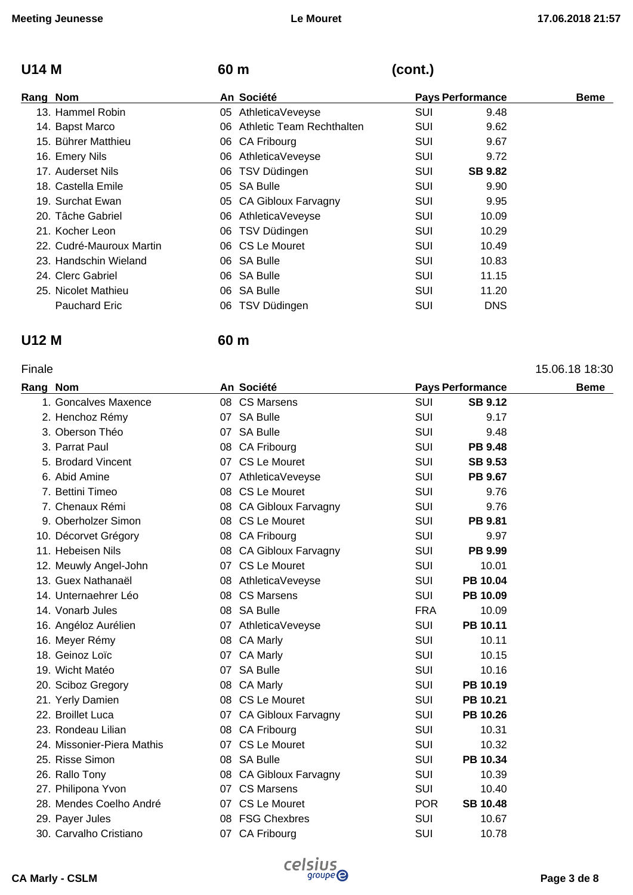## U14 M 60 m (cont.)

| Rang | Nom | An | Société | Pays | Performance | Beme |
|---|---|---|---|---|---|---|
| 13. | Hammel Robin | 05 | AthleticaVeveyse | SUI | 9.48 | |
| 14. | Bapst Marco | 06 | Athletic Team Rechthalten | SUI | 9.62 | |
| 15. | Bührer Matthieu | 06 | CA Fribourg | SUI | 9.67 | |
| 16. | Emery Nils | 06 | AthleticaVeveyse | SUI | 9.72 | |
| 17. | Auderset Nils | 06 | TSV Düdingen | SUI | **SB 9.82** | |
| 18. | Castella Emile | 05 | SA Bulle | SUI | 9.90 | |
| 19. | Surchat Ewan | 05 | CA Gibloux Farvagny | SUI | 9.95 | |
| 20. | Tâche Gabriel | 06 | AthleticaVeveyse | SUI | 10.09 | |
| 21. | Kocher Leon | 06 | TSV Düdingen | SUI | 10.29 | |
| 22. | Cudré-Mauroux Martin | 06 | CS Le Mouret | SUI | 10.49 | |
| 23. | Handschin Wieland | 06 | SA Bulle | SUI | 10.83 | |
| 24. | Clerc Gabriel | 06 | SA Bulle | SUI | 11.15 | |
| 25. | Nicolet Mathieu | 06 | SA Bulle | SUI | 11.20 | |
| | Pauchard Eric | 06 | TSV Düdingen | SUI | DNS | |

## U12 M 60 m

Finale 15.06.18 18:30

| Rang | Nom | An | Société | Pays | Performance | Beme |
|---|---|---|---|---|---|---|
| 1. | Goncalves Maxence | 08 | CS Marsens | SUI | **SB 9.12** | |
| 2. | Henchoz Rémy | 07 | SA Bulle | SUI | 9.17 | |
| 3. | Oberson Théo | 07 | SA Bulle | SUI | 9.48 | |
| 3. | Parrat Paul | 08 | CA Fribourg | SUI | **PB 9.48** | |
| 5. | Brodard Vincent | 07 | CS Le Mouret | SUI | **SB 9.53** | |
| 6. | Abid Amine | 07 | AthleticaVeveyse | SUI | **PB 9.67** | |
| 7. | Bettini Timeo | 08 | CS Le Mouret | SUI | 9.76 | |
| 7. | Chenaux Rémi | 08 | CA Gibloux Farvagny | SUI | 9.76 | |
| 9. | Oberholzer Simon | 08 | CS Le Mouret | SUI | **PB 9.81** | |
| 10. | Décorvet Grégory | 08 | CA Fribourg | SUI | 9.97 | |
| 11. | Hebeisen Nils | 08 | CA Gibloux Farvagny | SUI | **PB 9.99** | |
| 12. | Meuwly Angel-John | 07 | CS Le Mouret | SUI | 10.01 | |
| 13. | Guex Nathanaël | 08 | AthleticaVeveyse | SUI | **PB 10.04** | |
| 14. | Unternaehrer Léo | 08 | CS Marsens | SUI | **PB 10.09** | |
| 14. | Vonarb Jules | 08 | SA Bulle | FRA | 10.09 | |
| 16. | Angéloz Aurélien | 07 | AthleticaVeveyse | SUI | **PB 10.11** | |
| 16. | Meyer Rémy | 08 | CA Marly | SUI | 10.11 | |
| 18. | Geinoz Loïc | 07 | CA Marly | SUI | 10.15 | |
| 19. | Wicht Matéo | 07 | SA Bulle | SUI | 10.16 | |
| 20. | Sciboz Gregory | 08 | CA Marly | SUI | **PB 10.19** | |
| 21. | Yerly Damien | 08 | CS Le Mouret | SUI | **PB 10.21** | |
| 22. | Broillet Luca | 07 | CA Gibloux Farvagny | SUI | **PB 10.26** | |
| 23. | Rondeau Lilian | 08 | CA Fribourg | SUI | 10.31 | |
| 24. | Missonier-Piera Mathis | 07 | CS Le Mouret | SUI | 10.32 | |
| 25. | Risse Simon | 08 | SA Bulle | SUI | **PB 10.34** | |
| 26. | Rallo Tony | 08 | CA Gibloux Farvagny | SUI | 10.39 | |
| 27. | Philipona Yvon | 07 | CS Marsens | SUI | 10.40 | |
| 28. | Mendes Coelho André | 07 | CS Le Mouret | POR | **SB 10.48** | |
| 29. | Payer Jules | 08 | FSG Chexbres | SUI | 10.67 | |
| 30. | Carvalho Cristiano | 07 | CA Fribourg | SUI | 10.78 | |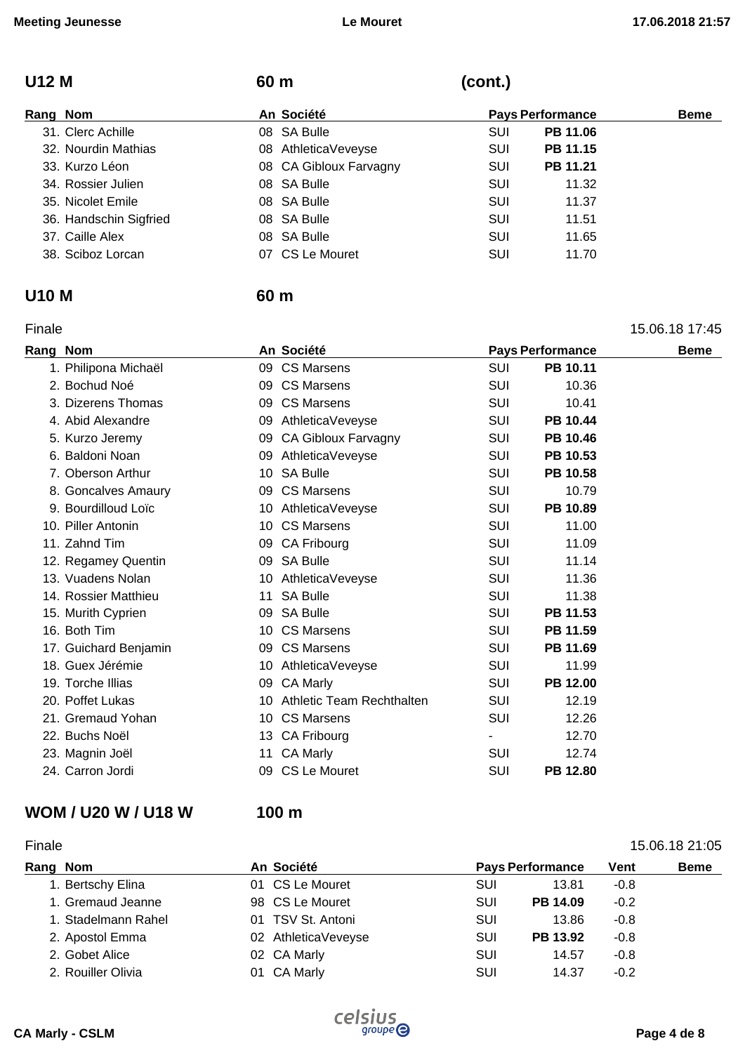## U12 M — 60 m (cont.)

| Rang | Nom | An | Société | Pays | Performance | Beme |
|---|---|---|---|---|---|---|
| 31. | Clerc Achille | 08 | SA Bulle | SUI | **PB 11.06** | |
| 32. | Nourdin Mathias | 08 | AthleticaVeveyse | SUI | **PB 11.15** | |
| 33. | Kurzo Léon | 08 | CA Gibloux Farvagny | SUI | **PB 11.21** | |
| 34. | Rossier Julien | 08 | SA Bulle | SUI | 11.32 | |
| 35. | Nicolet Emile | 08 | SA Bulle | SUI | 11.37 | |
| 36. | Handschin Sigfried | 08 | SA Bulle | SUI | 11.51 | |
| 37. | Caille Alex | 08 | SA Bulle | SUI | 11.65 | |
| 38. | Sciboz Lorcan | 07 | CS Le Mouret | SUI | 11.70 | |

## U10 M — 60 m

Finale — 15.06.18 17:45

| Rang | Nom | An | Société | Pays | Performance | Beme |
|---|---|---|---|---|---|---|
| 1. | Philipona Michaël | 09 | CS Marsens | SUI | **PB 10.11** | |
| 2. | Bochud Noé | 09 | CS Marsens | SUI | 10.36 | |
| 3. | Dizerens Thomas | 09 | CS Marsens | SUI | 10.41 | |
| 4. | Abid Alexandre | 09 | AthleticaVeveyse | SUI | **PB 10.44** | |
| 5. | Kurzo Jeremy | 09 | CA Gibloux Farvagny | SUI | **PB 10.46** | |
| 6. | Baldoni Noan | 09 | AthleticaVeveyse | SUI | **PB 10.53** | |
| 7. | Oberson Arthur | 10 | SA Bulle | SUI | **PB 10.58** | |
| 8. | Goncalves Amaury | 09 | CS Marsens | SUI | 10.79 | |
| 9. | Bourdilloud Loïc | 10 | AthleticaVeveyse | SUI | **PB 10.89** | |
| 10. | Piller Antonin | 10 | CS Marsens | SUI | 11.00 | |
| 11. | Zahnd Tim | 09 | CA Fribourg | SUI | 11.09 | |
| 12. | Regamey Quentin | 09 | SA Bulle | SUI | 11.14 | |
| 13. | Vuadens Nolan | 10 | AthleticaVeveyse | SUI | 11.36 | |
| 14. | Rossier Matthieu | 11 | SA Bulle | SUI | 11.38 | |
| 15. | Murith Cyprien | 09 | SA Bulle | SUI | **PB 11.53** | |
| 16. | Both Tim | 10 | CS Marsens | SUI | **PB 11.59** | |
| 17. | Guichard Benjamin | 09 | CS Marsens | SUI | **PB 11.69** | |
| 18. | Guex Jérémie | 10 | AthleticaVeveyse | SUI | 11.99 | |
| 19. | Torche Illias | 09 | CA Marly | SUI | **PB 12.00** | |
| 20. | Poffet Lukas | 10 | Athletic Team Rechthalten | SUI | 12.19 | |
| 21. | Gremaud Yohan | 10 | CS Marsens | SUI | 12.26 | |
| 22. | Buchs Noël | 13 | CA Fribourg | - | 12.70 | |
| 23. | Magnin Joël | 11 | CA Marly | SUI | 12.74 | |
| 24. | Carron Jordi | 09 | CS Le Mouret | SUI | **PB 12.80** | |

## WOM / U20 W / U18 W — 100 m

Finale — 15.06.18 21:05

| Rang | Nom | An | Société | Pays | Performance | Vent | Beme |
|---|---|---|---|---|---|---|---|
| 1. | Bertschy Elina | 01 | CS Le Mouret | SUI | 13.81 | -0.8 | |
| 1. | Gremaud Jeanne | 98 | CS Le Mouret | SUI | **PB 14.09** | -0.2 | |
| 1. | Stadelmann Rahel | 01 | TSV St. Antoni | SUI | 13.86 | -0.8 | |
| 2. | Apostol Emma | 02 | AthleticaVeveyse | SUI | **PB 13.92** | -0.8 | |
| 2. | Gobet Alice | 02 | CA Marly | SUI | 14.57 | -0.8 | |
| 2. | Rouiller Olivia | 01 | CA Marly | SUI | 14.37 | -0.2 | |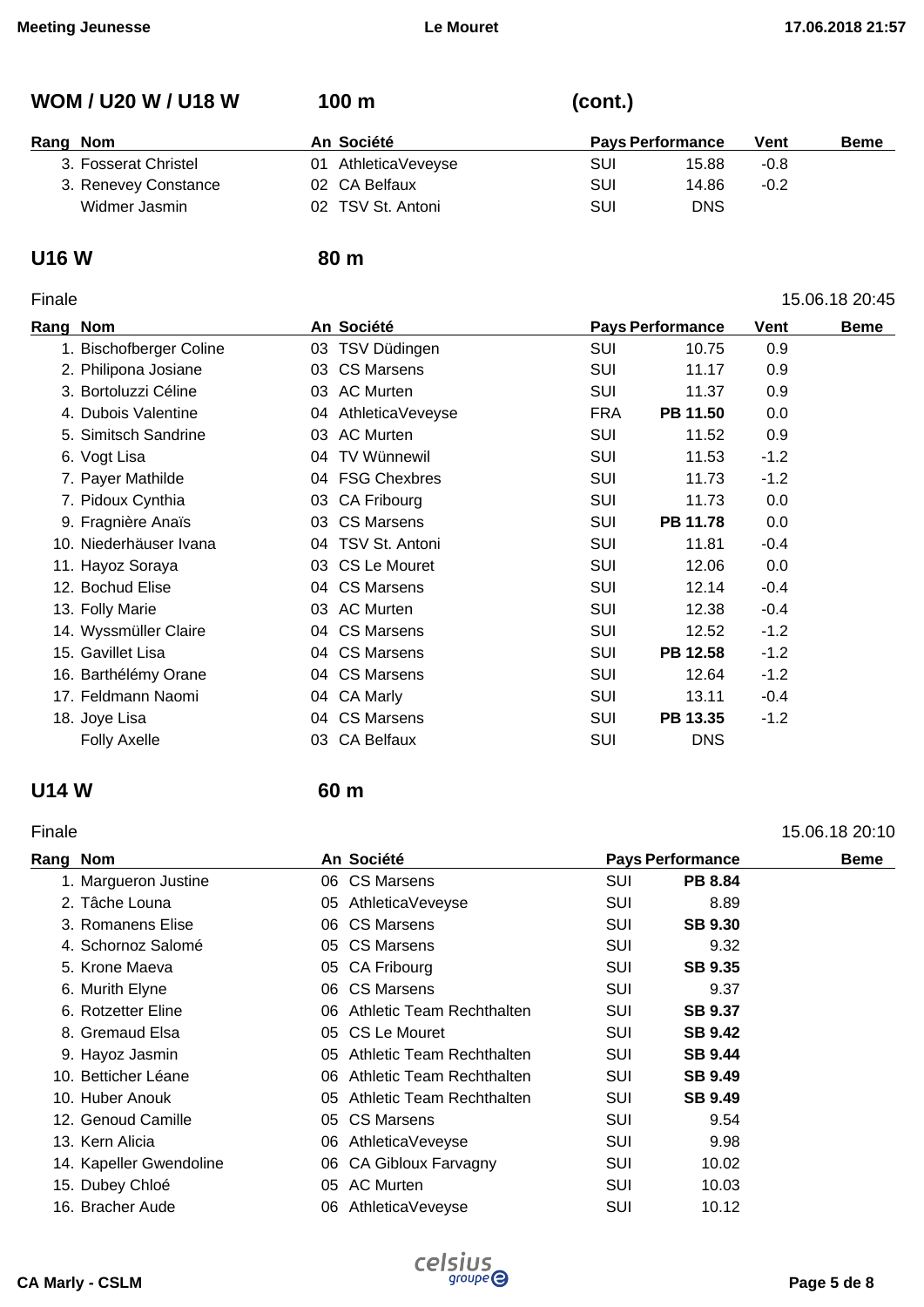## WOM / U20 W / U18 W — 100 m (cont.)

| Rang | Nom | An | Société | Pays | Performance | Vent | Beme |
|---|---|---|---|---|---|---|---|
| 3. | Fosserat Christel | 01 | AthleticaVeveyse | SUI | 15.88 | -0.8 | |
| 3. | Renevey Constance | 02 | CA Belfaux | SUI | 14.86 | -0.2 | |
| | Widmer Jasmin | 02 | TSV St. Antoni | SUI | DNS | | |

## U16 W — 80 m

Finale — 15.06.18 20:45

| Rang | Nom | An | Société | Pays | Performance | Vent | Beme |
|---|---|---|---|---|---|---|---|
| 1. | Bischofberger Coline | 03 | TSV Düdingen | SUI | 10.75 | 0.9 | |
| 2. | Philipona Josiane | 03 | CS Marsens | SUI | 11.17 | 0.9 | |
| 3. | Bortoluzzi Céline | 03 | AC Murten | SUI | 11.37 | 0.9 | |
| 4. | Dubois Valentine | 04 | AthleticaVeveyse | FRA | **PB 11.50** | 0.0 | |
| 5. | Simitsch Sandrine | 03 | AC Murten | SUI | 11.52 | 0.9 | |
| 6. | Vogt Lisa | 04 | TV Wünnewil | SUI | 11.53 | -1.2 | |
| 7. | Payer Mathilde | 04 | FSG Chexbres | SUI | 11.73 | -1.2 | |
| 7. | Pidoux Cynthia | 03 | CA Fribourg | SUI | 11.73 | 0.0 | |
| 9. | Fragnière Anaïs | 03 | CS Marsens | SUI | **PB 11.78** | 0.0 | |
| 10. | Niederhäuser Ivana | 04 | TSV St. Antoni | SUI | 11.81 | -0.4 | |
| 11. | Hayoz Soraya | 03 | CS Le Mouret | SUI | 12.06 | 0.0 | |
| 12. | Bochud Elise | 04 | CS Marsens | SUI | 12.14 | -0.4 | |
| 13. | Folly Marie | 03 | AC Murten | SUI | 12.38 | -0.4 | |
| 14. | Wyssmüller Claire | 04 | CS Marsens | SUI | 12.52 | -1.2 | |
| 15. | Gavillet Lisa | 04 | CS Marsens | SUI | **PB 12.58** | -1.2 | |
| 16. | Barthélémy Orane | 04 | CS Marsens | SUI | 12.64 | -1.2 | |
| 17. | Feldmann Naomi | 04 | CA Marly | SUI | 13.11 | -0.4 | |
| 18. | Joye Lisa | 04 | CS Marsens | SUI | **PB 13.35** | -1.2 | |
| | Folly Axelle | 03 | CA Belfaux | SUI | DNS | | |

## U14 W — 60 m

Finale — 15.06.18 20:10

| Rang | Nom | An | Société | Pays | Performance | Beme |
|---|---|---|---|---|---|---|
| 1. | Margueron Justine | 06 | CS Marsens | SUI | **PB 8.84** | |
| 2. | Tâche Louna | 05 | AthleticaVeveyse | SUI | 8.89 | |
| 3. | Romanens Elise | 06 | CS Marsens | SUI | **SB 9.30** | |
| 4. | Schornoz Salomé | 05 | CS Marsens | SUI | 9.32 | |
| 5. | Krone Maeva | 05 | CA Fribourg | SUI | **SB 9.35** | |
| 6. | Murith Elyne | 06 | CS Marsens | SUI | 9.37 | |
| 6. | Rotzetter Eline | 06 | Athletic Team Rechthalten | SUI | **SB 9.37** | |
| 8. | Gremaud Elsa | 05 | CS Le Mouret | SUI | **SB 9.42** | |
| 9. | Hayoz Jasmin | 05 | Athletic Team Rechthalten | SUI | **SB 9.44** | |
| 10. | Betticher Léane | 06 | Athletic Team Rechthalten | SUI | **SB 9.49** | |
| 10. | Huber Anouk | 05 | Athletic Team Rechthalten | SUI | **SB 9.49** | |
| 12. | Genoud Camille | 05 | CS Marsens | SUI | 9.54 | |
| 13. | Kern Alicia | 06 | AthleticaVeveyse | SUI | 9.98 | |
| 14. | Kapeller Gwendoline | 06 | CA Gibloux Farvagny | SUI | 10.02 | |
| 15. | Dubey Chloé | 05 | AC Murten | SUI | 10.03 | |
| 16. | Bracher Aude | 06 | AthleticaVeveyse | SUI | 10.12 | |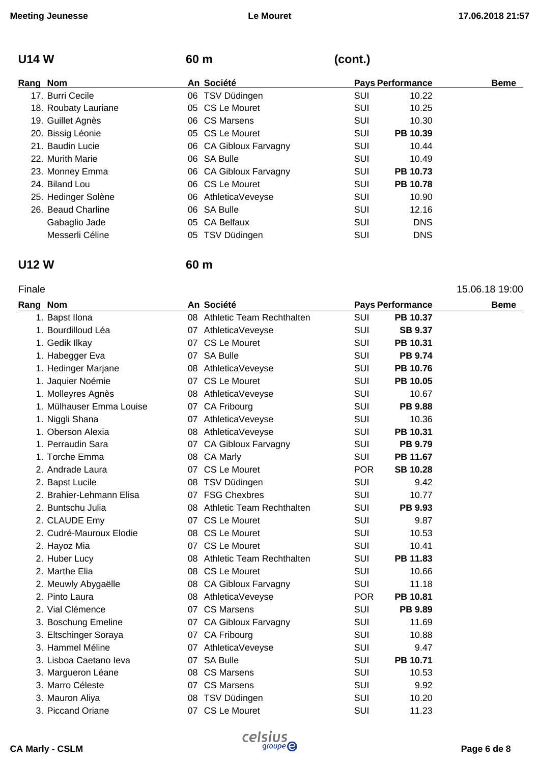## U14 W 60 m (cont.)

| Rang | Nom | An | Société | Pays | Performance | Beme |
|---|---|---|---|---|---|---|
| 17. | Burri Cecile | 06 | TSV Düdingen | SUI | 10.22 | |
| 18. | Roubaty Lauriane | 05 | CS Le Mouret | SUI | 10.25 | |
| 19. | Guillet Agnès | 06 | CS Marsens | SUI | 10.30 | |
| 20. | Bissig Léonie | 05 | CS Le Mouret | SUI | **PB 10.39** | |
| 21. | Baudin Lucie | 06 | CA Gibloux Farvagny | SUI | 10.44 | |
| 22. | Murith Marie | 06 | SA Bulle | SUI | 10.49 | |
| 23. | Monney Emma | 06 | CA Gibloux Farvagny | SUI | **PB 10.73** | |
| 24. | Biland Lou | 06 | CS Le Mouret | SUI | **PB 10.78** | |
| 25. | Hedinger Solène | 06 | AthleticaVeveyse | SUI | 10.90 | |
| 26. | Beaud Charline | 06 | SA Bulle | SUI | 12.16 | |
| | Gabaglio Jade | 05 | CA Belfaux | SUI | DNS | |
| | Messerli Céline | 05 | TSV Düdingen | SUI | DNS | |

## U12 W 60 m

Finale — 15.06.18 19:00

| Rang | Nom | An | Société | Pays | Performance | Beme |
|---|---|---|---|---|---|---|
| 1. | Bapst Ilona | 08 | Athletic Team Rechthalten | SUI | **PB 10.37** | |
| 1. | Bourdilloud Léa | 07 | AthleticaVeveyse | SUI | **SB 9.37** | |
| 1. | Gedik Ilkay | 07 | CS Le Mouret | SUI | **PB 10.31** | |
| 1. | Habegger Eva | 07 | SA Bulle | SUI | **PB 9.74** | |
| 1. | Hedinger Marjane | 08 | AthleticaVeveyse | SUI | **PB 10.76** | |
| 1. | Jaquier Noémie | 07 | CS Le Mouret | SUI | **PB 10.05** | |
| 1. | Molleyres Agnès | 08 | AthleticaVeveyse | SUI | 10.67 | |
| 1. | Mülhauser Emma Louise | 07 | CA Fribourg | SUI | **PB 9.88** | |
| 1. | Niggli Shana | 07 | AthleticaVeveyse | SUI | 10.36 | |
| 1. | Oberson Alexia | 08 | AthleticaVeveyse | SUI | **PB 10.31** | |
| 1. | Perraudin Sara | 07 | CA Gibloux Farvagny | SUI | **PB 9.79** | |
| 1. | Torche Emma | 08 | CA Marly | SUI | **PB 11.67** | |
| 2. | Andrade Laura | 07 | CS Le Mouret | POR | **SB 10.28** | |
| 2. | Bapst Lucile | 08 | TSV Düdingen | SUI | 9.42 | |
| 2. | Brahier-Lehmann Elisa | 07 | FSG Chexbres | SUI | 10.77 | |
| 2. | Buntschu Julia | 08 | Athletic Team Rechthalten | SUI | **PB 9.93** | |
| 2. | CLAUDE Emy | 07 | CS Le Mouret | SUI | 9.87 | |
| 2. | Cudré-Mauroux Elodie | 08 | CS Le Mouret | SUI | 10.53 | |
| 2. | Hayoz Mia | 07 | CS Le Mouret | SUI | 10.41 | |
| 2. | Huber Lucy | 08 | Athletic Team Rechthalten | SUI | **PB 11.83** | |
| 2. | Marthe Elia | 08 | CS Le Mouret | SUI | 10.66 | |
| 2. | Meuwly Abygaëlle | 08 | CA Gibloux Farvagny | SUI | 11.18 | |
| 2. | Pinto Laura | 08 | AthleticaVeveyse | POR | **PB 10.81** | |
| 2. | Vial Clémence | 07 | CS Marsens | SUI | **PB 9.89** | |
| 3. | Boschung Emeline | 07 | CA Gibloux Farvagny | SUI | 11.69 | |
| 3. | Eltschinger Soraya | 07 | CA Fribourg | SUI | 10.88 | |
| 3. | Hammel Méline | 07 | AthleticaVeveyse | SUI | 9.47 | |
| 3. | Lisboa Caetano Ieva | 07 | SA Bulle | SUI | **PB 10.71** | |
| 3. | Margueron Léane | 08 | CS Marsens | SUI | 10.53 | |
| 3. | Marro Céleste | 07 | CS Marsens | SUI | 9.92 | |
| 3. | Mauron Aliya | 08 | TSV Düdingen | SUI | 10.20 | |
| 3. | Piccand Oriane | 07 | CS Le Mouret | SUI | 11.23 | |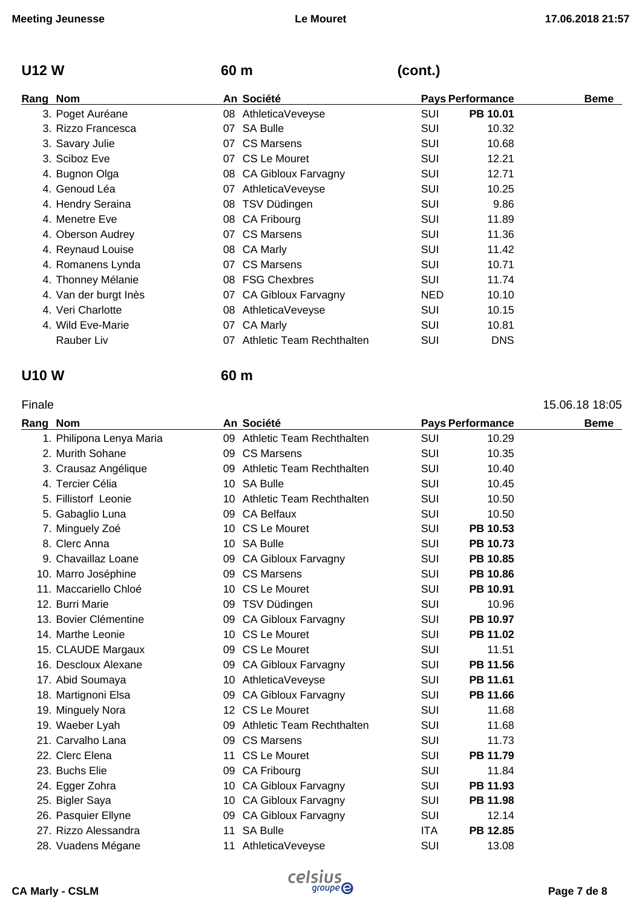## U12 W — 60 m (cont.)

| Rang | Nom | An | Société | Pays | Performance | Beme |
|---|---|---|---|---|---|---|
| 3. | Poget Auréane | 08 | AthleticaVeveyse | SUI | **PB 10.01** | |
| 3. | Rizzo Francesca | 07 | SA Bulle | SUI | 10.32 | |
| 3. | Savary Julie | 07 | CS Marsens | SUI | 10.68 | |
| 3. | Sciboz Eve | 07 | CS Le Mouret | SUI | 12.21 | |
| 4. | Bugnon Olga | 08 | CA Gibloux Farvagny | SUI | 12.71 | |
| 4. | Genoud Léa | 07 | AthleticaVeveyse | SUI | 10.25 | |
| 4. | Hendry Seraina | 08 | TSV Düdingen | SUI | 9.86 | |
| 4. | Menetre Eve | 08 | CA Fribourg | SUI | 11.89 | |
| 4. | Oberson Audrey | 07 | CS Marsens | SUI | 11.36 | |
| 4. | Reynaud Louise | 08 | CA Marly | SUI | 11.42 | |
| 4. | Romanens Lynda | 07 | CS Marsens | SUI | 10.71 | |
| 4. | Thonney Mélanie | 08 | FSG Chexbres | SUI | 11.74 | |
| 4. | Van der burgt Inès | 07 | CA Gibloux Farvagny | NED | 10.10 | |
| 4. | Veri Charlotte | 08 | AthleticaVeveyse | SUI | 10.15 | |
| 4. | Wild Eve-Marie | 07 | CA Marly | SUI | 10.81 | |
| | Rauber Liv | 07 | Athletic Team Rechthalten | SUI | DNS | |

## U10 W — 60 m

Finale — 15.06.18 18:05

| Rang | Nom | An | Société | Pays | Performance | Beme |
|---|---|---|---|---|---|---|
| 1. | Philipona Lenya Maria | 09 | Athletic Team Rechthalten | SUI | 10.29 | |
| 2. | Murith Sohane | 09 | CS Marsens | SUI | 10.35 | |
| 3. | Crausaz Angélique | 09 | Athletic Team Rechthalten | SUI | 10.40 | |
| 4. | Tercier Célia | 10 | SA Bulle | SUI | 10.45 | |
| 5. | Fillistorf Leonie | 10 | Athletic Team Rechthalten | SUI | 10.50 | |
| 5. | Gabaglio Luna | 09 | CA Belfaux | SUI | 10.50 | |
| 7. | Minguely Zoé | 10 | CS Le Mouret | SUI | **PB 10.53** | |
| 8. | Clerc Anna | 10 | SA Bulle | SUI | **PB 10.73** | |
| 9. | Chavaillaz Loane | 09 | CA Gibloux Farvagny | SUI | **PB 10.85** | |
| 10. | Marro Joséphine | 09 | CS Marsens | SUI | **PB 10.86** | |
| 11. | Maccariello Chloé | 10 | CS Le Mouret | SUI | **PB 10.91** | |
| 12. | Burri Marie | 09 | TSV Düdingen | SUI | 10.96 | |
| 13. | Bovier Clémentine | 09 | CA Gibloux Farvagny | SUI | **PB 10.97** | |
| 14. | Marthe Leonie | 10 | CS Le Mouret | SUI | **PB 11.02** | |
| 15. | CLAUDE Margaux | 09 | CS Le Mouret | SUI | 11.51 | |
| 16. | Descloux Alexane | 09 | CA Gibloux Farvagny | SUI | **PB 11.56** | |
| 17. | Abid Soumaya | 10 | AthleticaVeveyse | SUI | **PB 11.61** | |
| 18. | Martignoni Elsa | 09 | CA Gibloux Farvagny | SUI | **PB 11.66** | |
| 19. | Minguely Nora | 12 | CS Le Mouret | SUI | 11.68 | |
| 19. | Waeber Lyah | 09 | Athletic Team Rechthalten | SUI | 11.68 | |
| 21. | Carvalho Lana | 09 | CS Marsens | SUI | 11.73 | |
| 22. | Clerc Elena | 11 | CS Le Mouret | SUI | **PB 11.79** | |
| 23. | Buchs Elie | 09 | CA Fribourg | SUI | 11.84 | |
| 24. | Egger Zohra | 10 | CA Gibloux Farvagny | SUI | **PB 11.93** | |
| 25. | Bigler Saya | 10 | CA Gibloux Farvagny | SUI | **PB 11.98** | |
| 26. | Pasquier Ellyne | 09 | CA Gibloux Farvagny | SUI | 12.14 | |
| 27. | Rizzo Alessandra | 11 | SA Bulle | ITA | **PB 12.85** | |
| 28. | Vuadens Mégane | 11 | AthleticaVeveyse | SUI | 13.08 | |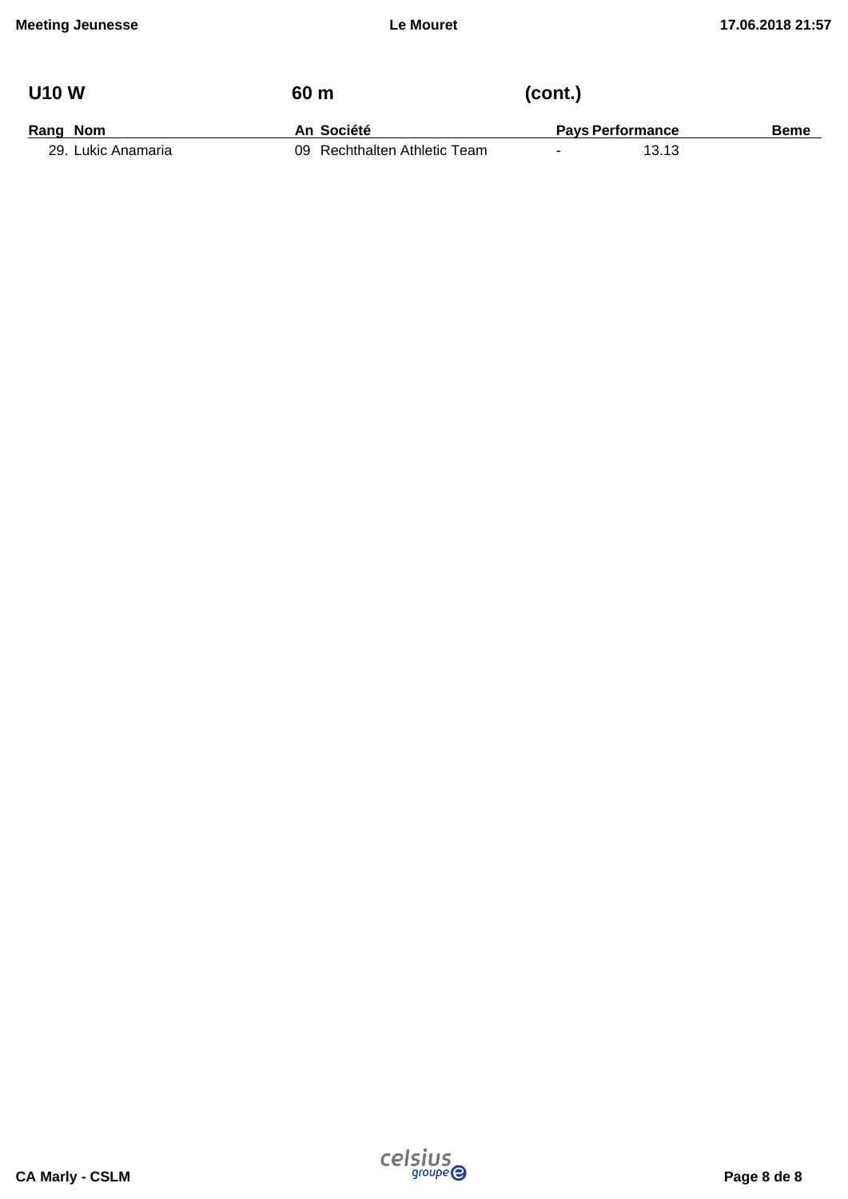## U10 W 60 m (cont.)

| Rang | Nom | An | Société | Pays | Performance | Beme |
|---|---|---|---|---|---|---|
| 29. | Lukic Anamaria | 09 | Rechthalten Athletic Team | - | 13.13 | |